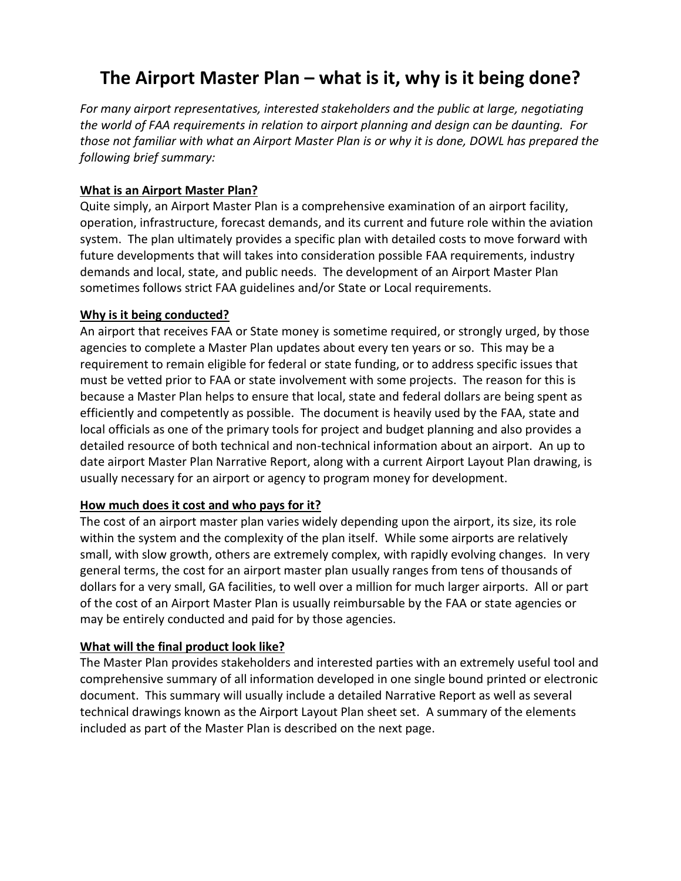# The Airport Master Plan – what is it, why is it being done?

*For many airport representatives, interested stakeholders and the public at large, negotiating the world of FAA requirements in relation to airport planning and design can be daunting. For those not familiar with what an Airport Master Plan is or why it is done, DOWL has prepared the following brief summary:*

**<u>What is an Airport Master Plan?</u>**

Quite simply, an Airport Master Plan is a comprehensive examination of an airport facility, operation, infrastructure, forecast demands, and its current and future role within the aviation system. The plan ultimately provides a specific plan with detailed costs to move forward with future developments that will takes into consideration possible FAA requirements, industry demands and local, state, and public needs. The development of an Airport Master Plan sometimes follows strict FAA guidelines and/or State or Local requirements.

**<u>Why is it being conducted?</u>**

An airport that receives FAA or State money is sometime required, or strongly urged, by those agencies to complete a Master Plan updates about every ten years or so. This may be a requirement to remain eligible for federal or state funding, or to address specific issues that must be vetted prior to FAA or state involvement with some projects. The reason for this is because a Master Plan helps to ensure that local, state and federal dollars are being spent as efficiently and competently as possible. The document is heavily used by the FAA, state and local officials as one of the primary tools for project and budget planning and also provides a detailed resource of both technical and non-technical information about an airport. An up to date airport Master Plan Narrative Report, along with a current Airport Layout Plan drawing, is usually necessary for an airport or agency to program money for development.

**<u>How much does it cost and who pays for it?</u>**

The cost of an airport master plan varies widely depending upon the airport, its size, its role within the system and the complexity of the plan itself. While some airports are relatively small, with slow growth, others are extremely complex, with rapidly evolving changes. In very general terms, the cost for an airport master plan usually ranges from tens of thousands of dollars for a very small, GA facilities, to well over a million for much larger airports. All or part of the cost of an Airport Master Plan is usually reimbursable by the FAA or state agencies or may be entirely conducted and paid for by those agencies.

**<u>What will the final product look like?</u>**

The Master Plan provides stakeholders and interested parties with an extremely useful tool and comprehensive summary of all information developed in one single bound printed or electronic document. This summary will usually include a detailed Narrative Report as well as several technical drawings known as the Airport Layout Plan sheet set. A summary of the elements included as part of the Master Plan is described on the next page.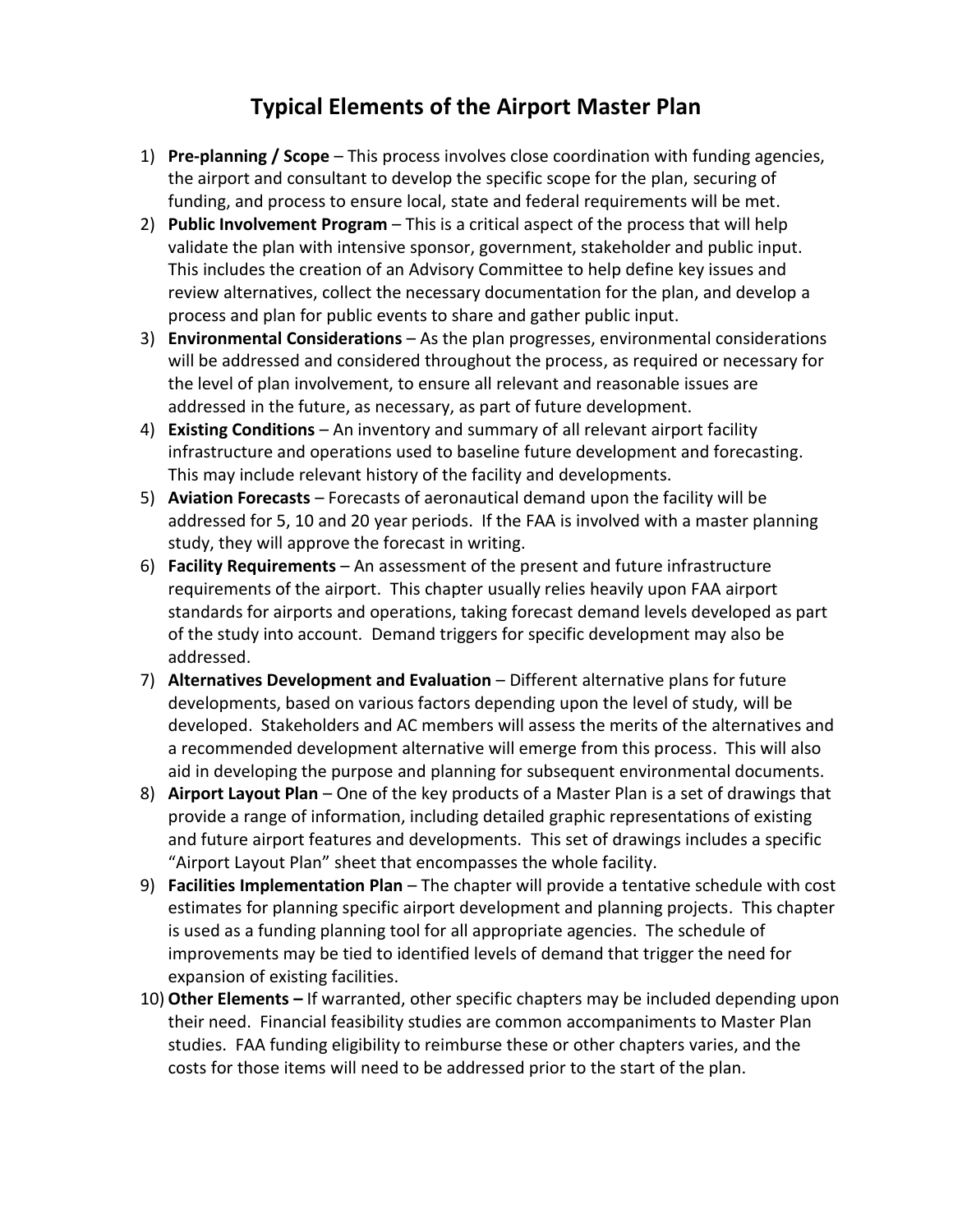# Typical Elements of the Airport Master Plan

1) **Pre-planning / Scope** – This process involves close coordination with funding agencies, the airport and consultant to develop the specific scope for the plan, securing of funding, and process to ensure local, state and federal requirements will be met.
2) **Public Involvement Program** – This is a critical aspect of the process that will help validate the plan with intensive sponsor, government, stakeholder and public input. This includes the creation of an Advisory Committee to help define key issues and review alternatives, collect the necessary documentation for the plan, and develop a process and plan for public events to share and gather public input.
3) **Environmental Considerations** – As the plan progresses, environmental considerations will be addressed and considered throughout the process, as required or necessary for the level of plan involvement, to ensure all relevant and reasonable issues are addressed in the future, as necessary, as part of future development.
4) **Existing Conditions** – An inventory and summary of all relevant airport facility infrastructure and operations used to baseline future development and forecasting. This may include relevant history of the facility and developments.
5) **Aviation Forecasts** – Forecasts of aeronautical demand upon the facility will be addressed for 5, 10 and 20 year periods. If the FAA is involved with a master planning study, they will approve the forecast in writing.
6) **Facility Requirements** – An assessment of the present and future infrastructure requirements of the airport. This chapter usually relies heavily upon FAA airport standards for airports and operations, taking forecast demand levels developed as part of the study into account. Demand triggers for specific development may also be addressed.
7) **Alternatives Development and Evaluation** – Different alternative plans for future developments, based on various factors depending upon the level of study, will be developed. Stakeholders and AC members will assess the merits of the alternatives and a recommended development alternative will emerge from this process. This will also aid in developing the purpose and planning for subsequent environmental documents.
8) **Airport Layout Plan** – One of the key products of a Master Plan is a set of drawings that provide a range of information, including detailed graphic representations of existing and future airport features and developments. This set of drawings includes a specific "Airport Layout Plan" sheet that encompasses the whole facility.
9) **Facilities Implementation Plan** – The chapter will provide a tentative schedule with cost estimates for planning specific airport development and planning projects. This chapter is used as a funding planning tool for all appropriate agencies. The schedule of improvements may be tied to identified levels of demand that trigger the need for expansion of existing facilities.
10) **Other Elements –** If warranted, other specific chapters may be included depending upon their need. Financial feasibility studies are common accompaniments to Master Plan studies. FAA funding eligibility to reimburse these or other chapters varies, and the costs for those items will need to be addressed prior to the start of the plan.